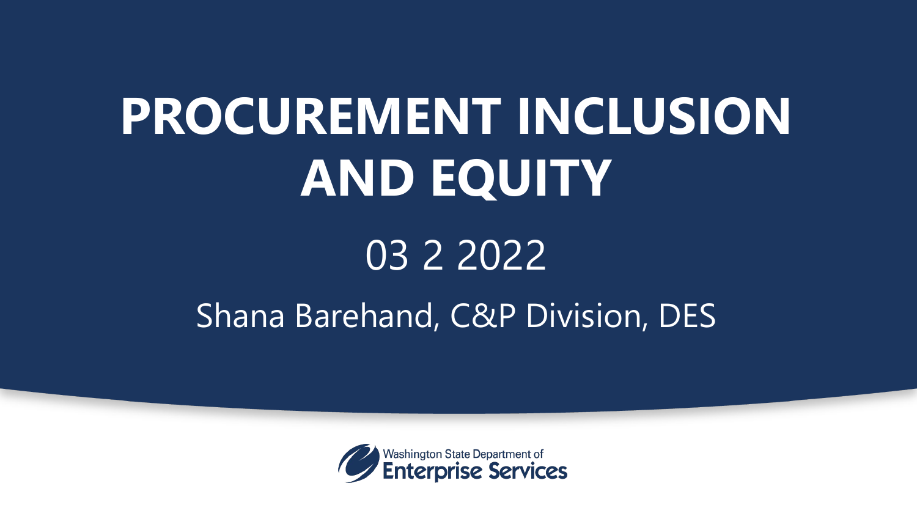# PROCUREMENT INCLUSION AND EQUITY

03 2 2022

Shana Barehand, C&P Division, DES

Washington State Department of Enterprise Services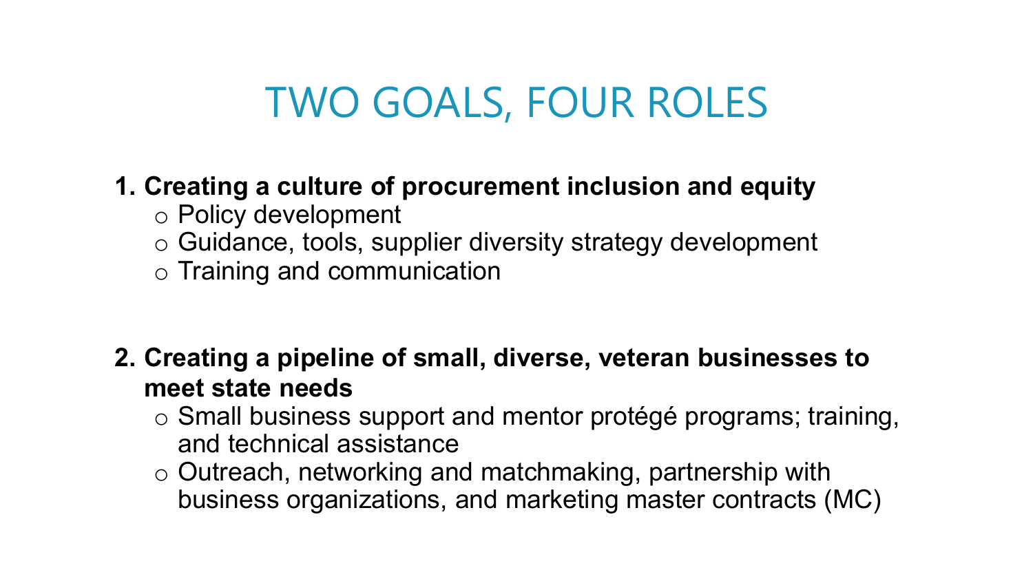# TWO GOALS, FOUR ROLES

1. **Creating a culture of procurement inclusion and equity**
   - Policy development
   - Guidance, tools, supplier diversity strategy development
   - Training and communication

2. **Creating a pipeline of small, diverse, veteran businesses to meet state needs**
   - Small business support and mentor protégé programs; training, and technical assistance
   - Outreach, networking and matchmaking, partnership with business organizations, and marketing master contracts (MC)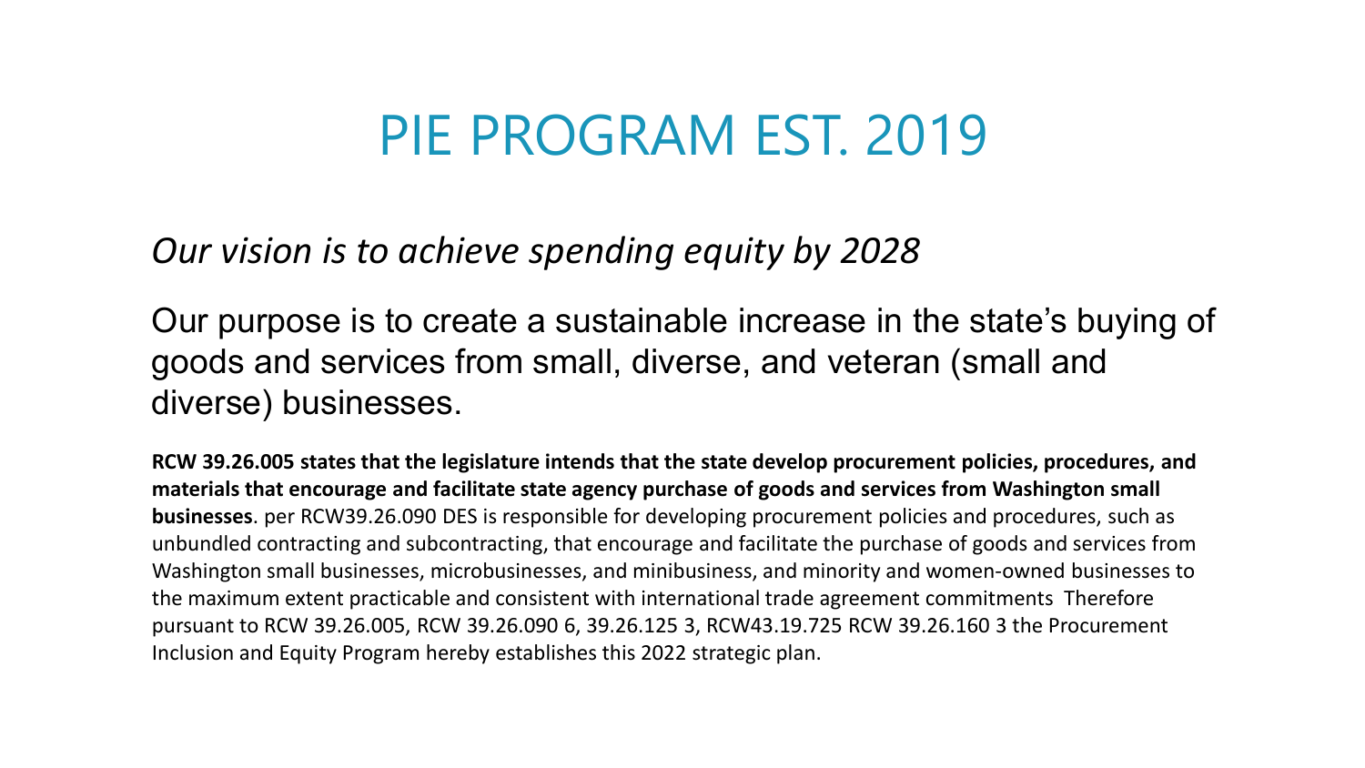# PIE PROGRAM EST. 2019

*Our vision is to achieve spending equity by 2028*

Our purpose is to create a sustainable increase in the state's buying of goods and services from small, diverse, and veteran (small and diverse) businesses.

**RCW 39.26.005 states that the legislature intends that the state develop procurement policies, procedures, and materials that encourage and facilitate state agency purchase of goods and services from Washington small businesses**. per RCW39.26.090 DES is responsible for developing procurement policies and procedures, such as unbundled contracting and subcontracting, that encourage and facilitate the purchase of goods and services from Washington small businesses, microbusinesses, and minibusiness, and minority and women-owned businesses to the maximum extent practicable and consistent with international trade agreement commitments  Therefore pursuant to RCW 39.26.005, RCW 39.26.090 6, 39.26.125 3, RCW43.19.725 RCW 39.26.160 3 the Procurement Inclusion and Equity Program hereby establishes this 2022 strategic plan.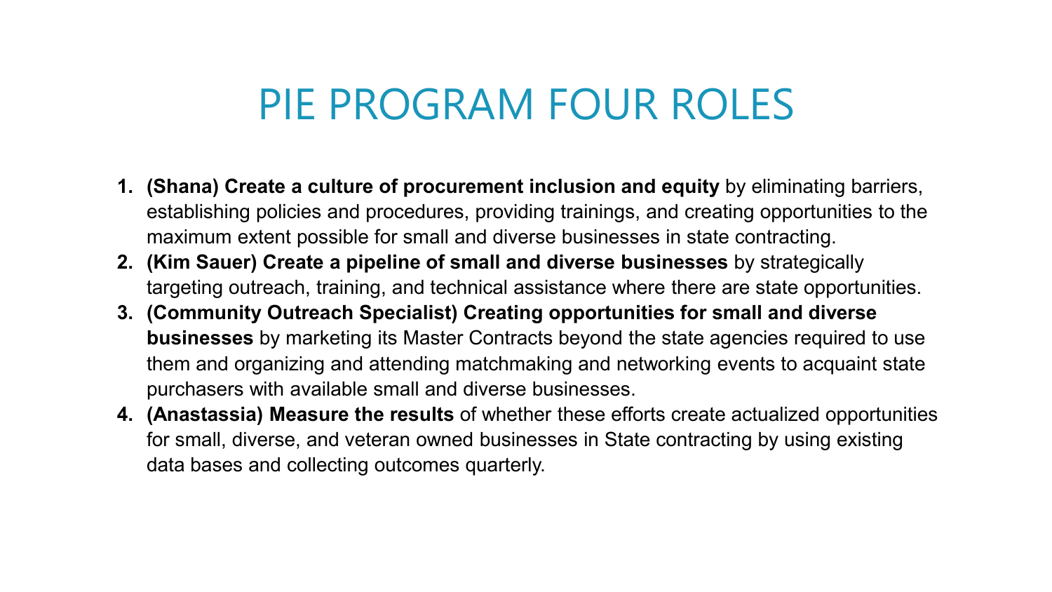# PIE PROGRAM FOUR ROLES

1. **(Shana) Create a culture of procurement inclusion and equity** by eliminating barriers, establishing policies and procedures, providing trainings, and creating opportunities to the maximum extent possible for small and diverse businesses in state contracting.
2. **(Kim Sauer) Create a pipeline of small and diverse businesses** by strategically targeting outreach, training, and technical assistance where there are state opportunities.
3. **(Community Outreach Specialist) Creating opportunities for small and diverse businesses** by marketing its Master Contracts beyond the state agencies required to use them and organizing and attending matchmaking and networking events to acquaint state purchasers with available small and diverse businesses.
4. **(Anastassia) Measure the results** of whether these efforts create actualized opportunities for small, diverse, and veteran owned businesses in State contracting by using existing data bases and collecting outcomes quarterly.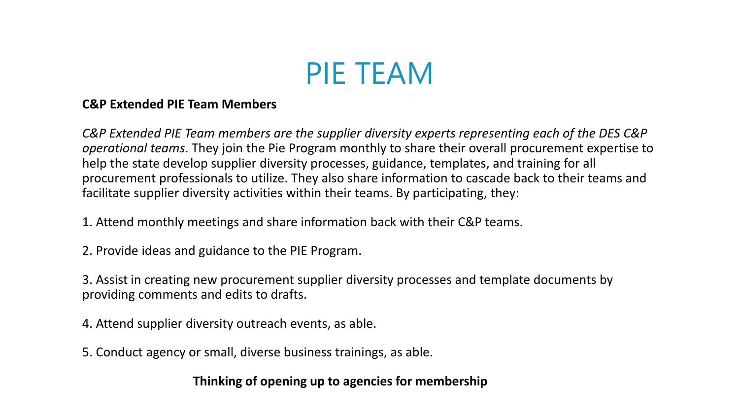# PIE TEAM

**C&P Extended PIE Team Members**

*C&P Extended PIE Team members are the supplier diversity experts representing each of the DES C&P operational teams*. They join the Pie Program monthly to share their overall procurement expertise to help the state develop supplier diversity processes, guidance, templates, and training for all procurement professionals to utilize. They also share information to cascade back to their teams and facilitate supplier diversity activities within their teams. By participating, they:

1. Attend monthly meetings and share information back with their C&P teams.

2. Provide ideas and guidance to the PIE Program.

3. Assist in creating new procurement supplier diversity processes and template documents by providing comments and edits to drafts.

4. Attend supplier diversity outreach events, as able.

5. Conduct agency or small, diverse business trainings, as able.

**Thinking of opening up to agencies for membership**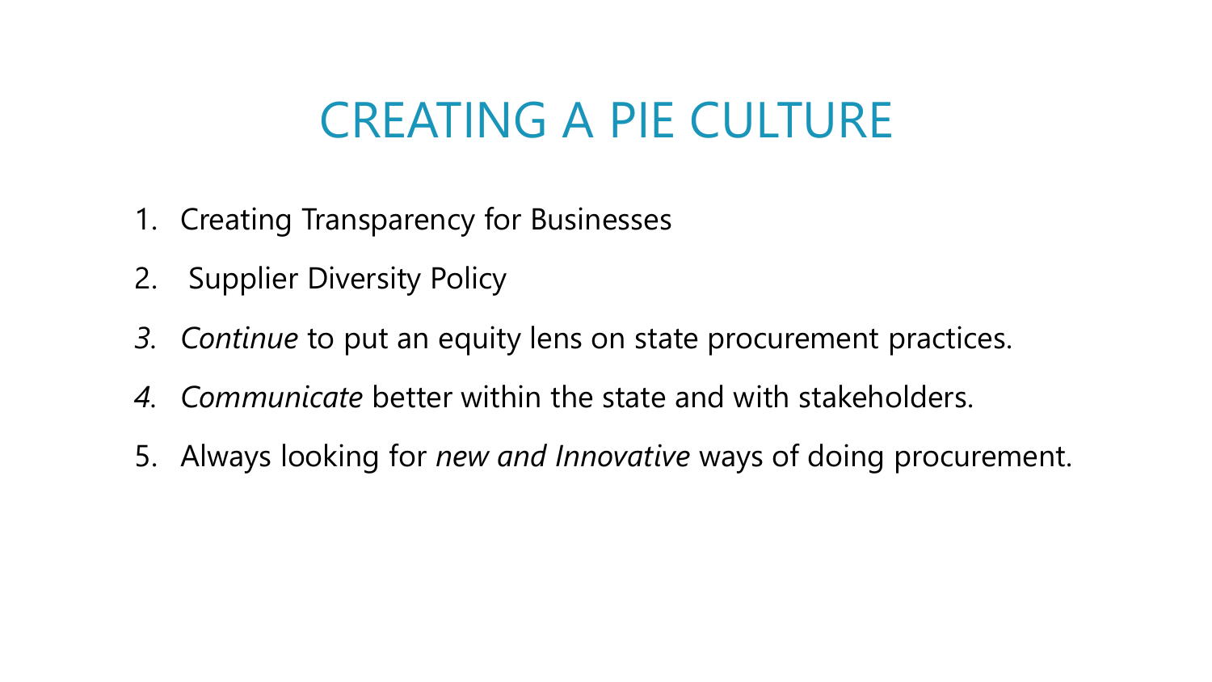# CREATING A PIE CULTURE

1. Creating Transparency for Businesses
2. Supplier Diversity Policy
3. *Continue* to put an equity lens on state procurement practices.
4. *Communicate* better within the state and with stakeholders.
5. Always looking for *new and Innovative* ways of doing procurement.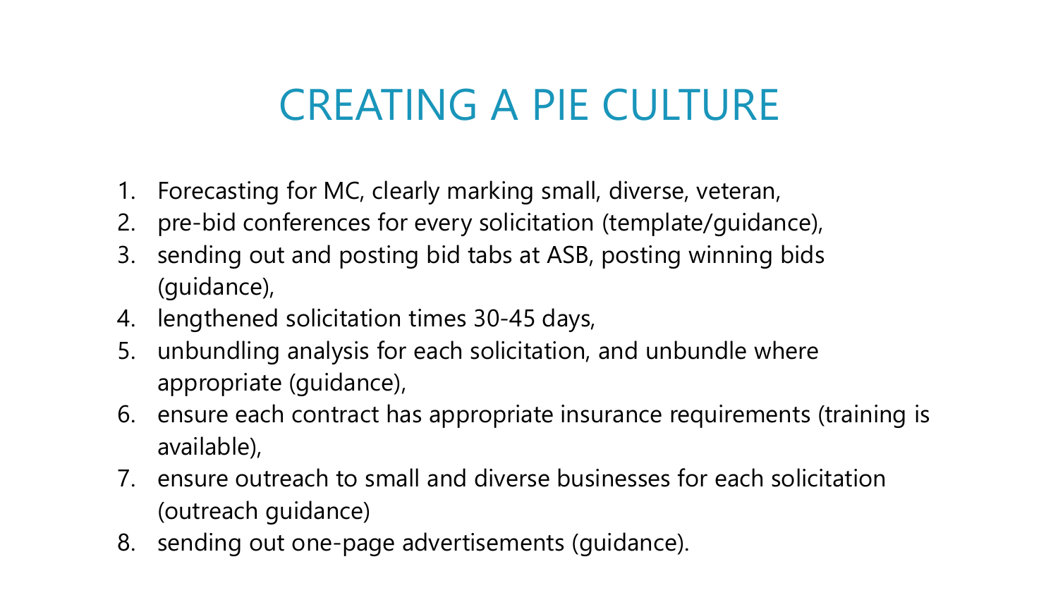# CREATING A PIE CULTURE

1. Forecasting for MC, clearly marking small, diverse, veteran,
2. pre-bid conferences for every solicitation (template/guidance),
3. sending out and posting bid tabs at ASB, posting winning bids (guidance),
4. lengthened solicitation times 30-45 days,
5. unbundling analysis for each solicitation, and unbundle where appropriate (guidance),
6. ensure each contract has appropriate insurance requirements (training is available),
7. ensure outreach to small and diverse businesses for each solicitation (outreach guidance)
8. sending out one-page advertisements (guidance).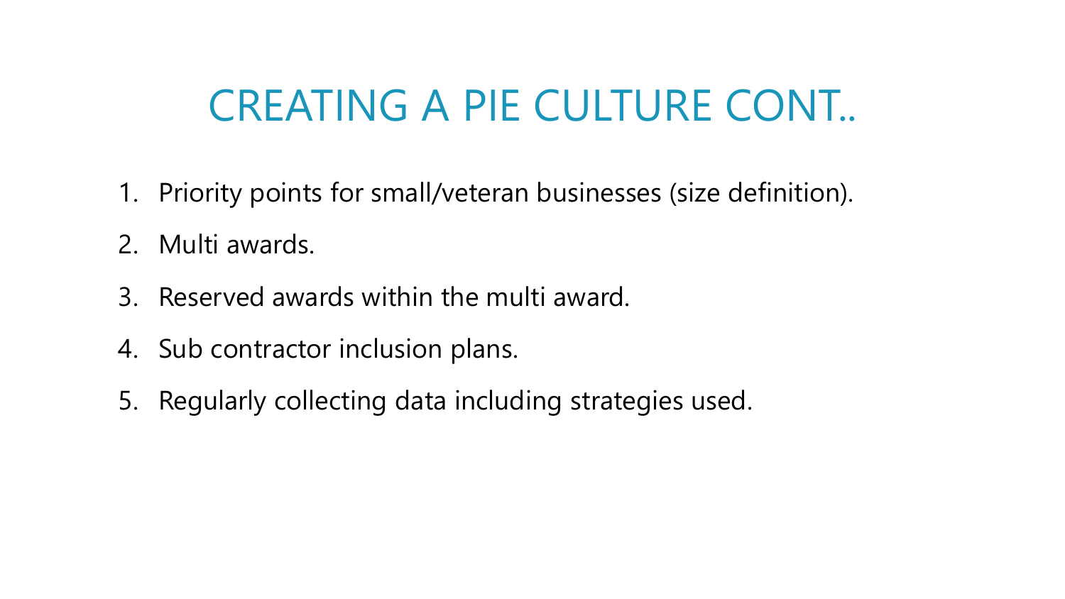# CREATING A PIE CULTURE CONT..

1. Priority points for small/veteran businesses (size definition).
2. Multi awards.
3. Reserved awards within the multi award.
4. Sub contractor inclusion plans.
5. Regularly collecting data including strategies used.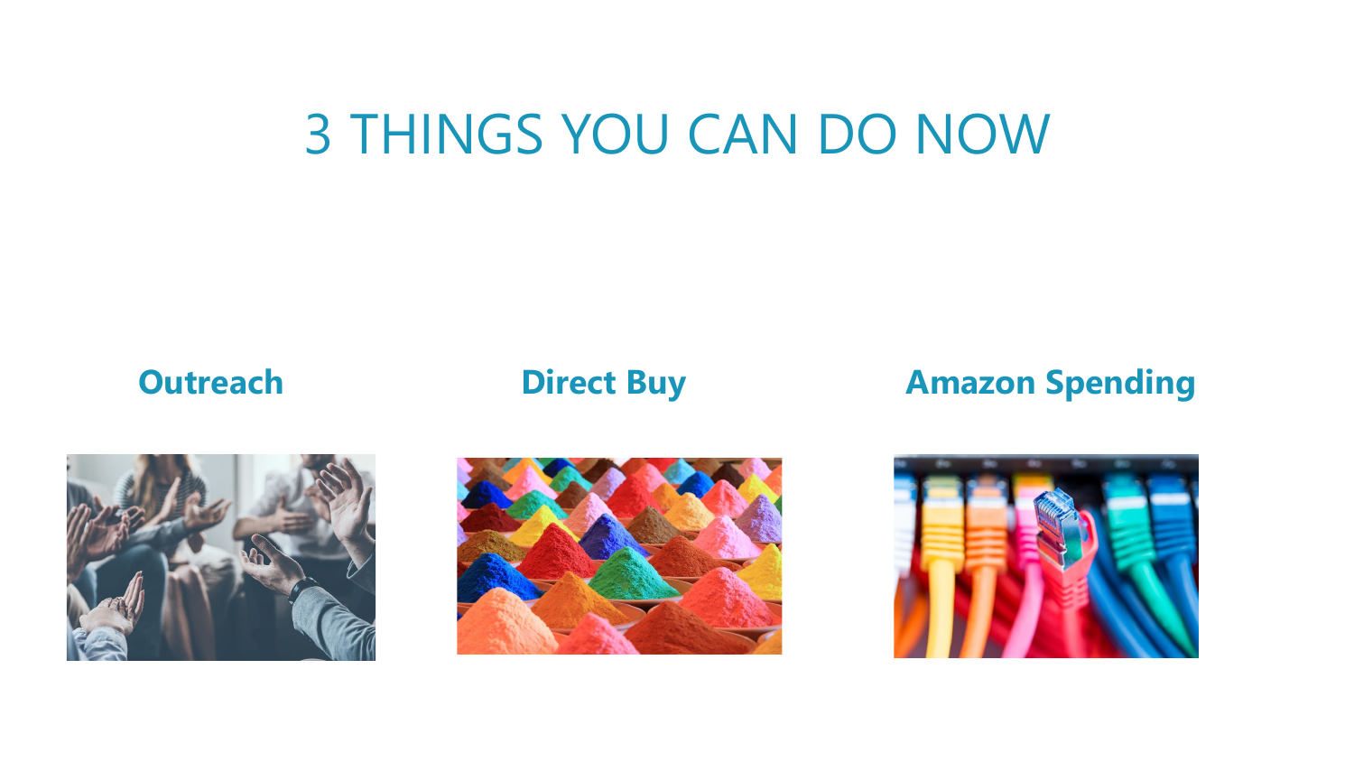# 3 THINGS YOU CAN DO NOW

### Outreach

### Direct Buy

### Amazon Spending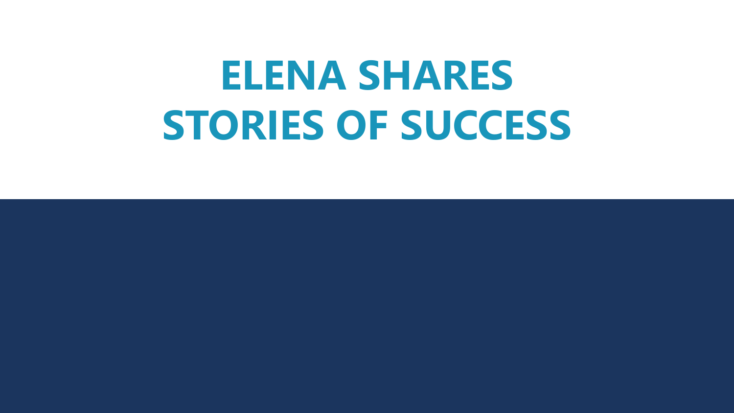# ELENA SHARES STORIES OF SUCCESS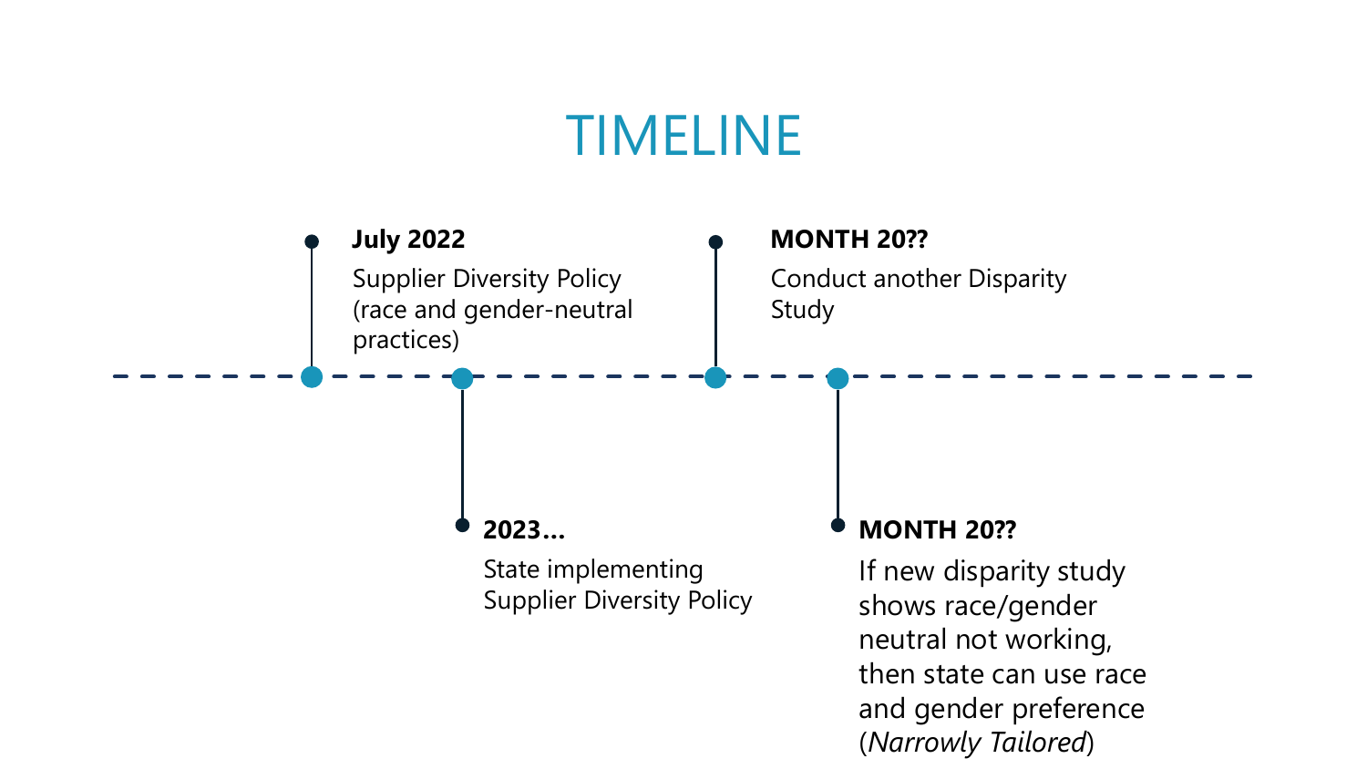# TIMELINE

- **July 2022**
  Supplier Diversity Policy (race and gender-neutral practices)

- **2023…**
  State implementing Supplier Diversity Policy

- **MONTH 20??**
  Conduct another Disparity Study

- **MONTH 20??**
  If new disparity study shows race/gender neutral not working, then state can use race and gender preference (*Narrowly Tailored*)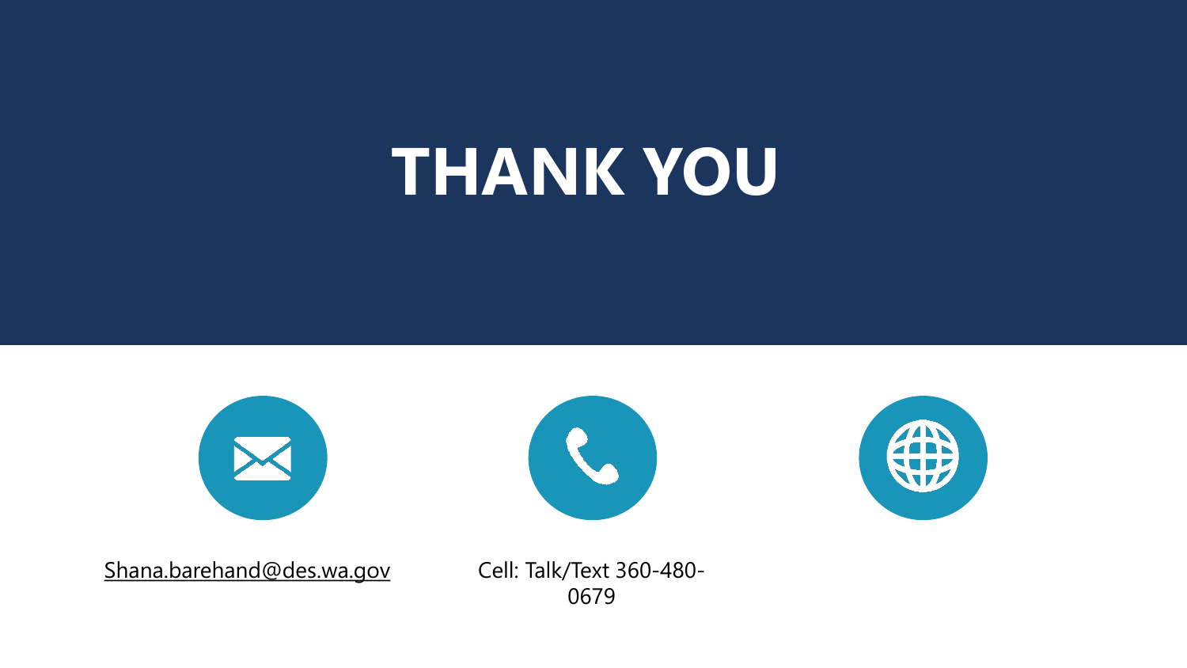# THANK YOU

Shana.barehand@des.wa.gov

Cell: Talk/Text 360-480-0679